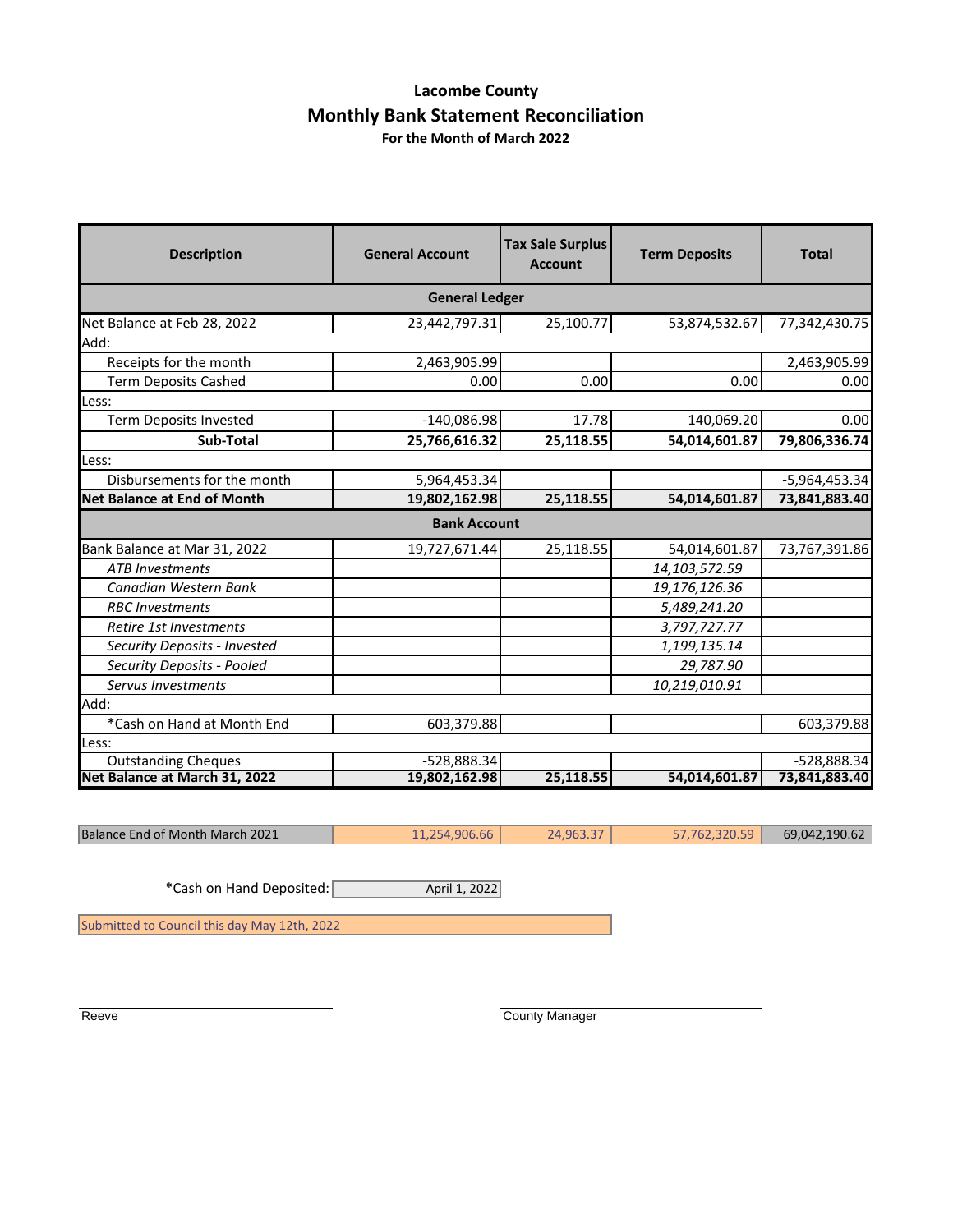# Lacombe County

## Monthly Bank Statement Reconciliation

**For the Month of March 2022**

| Description | General Account | Tax Sale Surplus Account | Term Deposits | Total |
|---|---|---|---|---|
| **General Ledger** | | | | |
| Net Balance at Feb 28, 2022 | 23,442,797.31 | 25,100.77 | 53,874,532.67 | 77,342,430.75 |
| Add: | | | | |
| Receipts for the month | 2,463,905.99 | | | 2,463,905.99 |
| Term Deposits Cashed | 0.00 | 0.00 | 0.00 | 0.00 |
| Less: | | | | |
| Term Deposits Invested | -140,086.98 | 17.78 | 140,069.20 | 0.00 |
| **Sub-Total** | **25,766,616.32** | **25,118.55** | **54,014,601.87** | **79,806,336.74** |
| Less: | | | | |
| Disbursements for the month | 5,964,453.34 | | | -5,964,453.34 |
| **Net Balance at End of Month** | **19,802,162.98** | **25,118.55** | **54,014,601.87** | **73,841,883.40** |
| **Bank Account** | | | | |
| Bank Balance at Mar 31, 2022 | 19,727,671.44 | 25,118.55 | 54,014,601.87 | 73,767,391.86 |
| *ATB Investments* | | | *14,103,572.59* | |
| *Canadian Western Bank* | | | *19,176,126.36* | |
| *RBC Investments* | | | *5,489,241.20* | |
| *Retire 1st Investments* | | | *3,797,727.77* | |
| *Security Deposits - Invested* | | | *1,199,135.14* | |
| *Security Deposits - Pooled* | | | *29,787.90* | |
| *Servus Investments* | | | *10,219,010.91* | |
| Add: | | | | |
| *Cash on Hand at Month End | 603,379.88 | | | 603,379.88 |
| Less: | | | | |
| Outstanding Cheques | -528,888.34 | | | -528,888.34 |
| **Net Balance at March 31, 2022** | **19,802,162.98** | **25,118.55** | **54,014,601.87** | **73,841,883.40** |

| | | | | |
|---|---|---|---|---|
| Balance End of Month March 2021 | 11,254,906.66 | 24,963.37 | 57,762,320.59 | 69,042,190.62 |

*Cash on Hand Deposited: April 1, 2022

Submitted to Council this day May 12th, 2022

Reeve

County Manager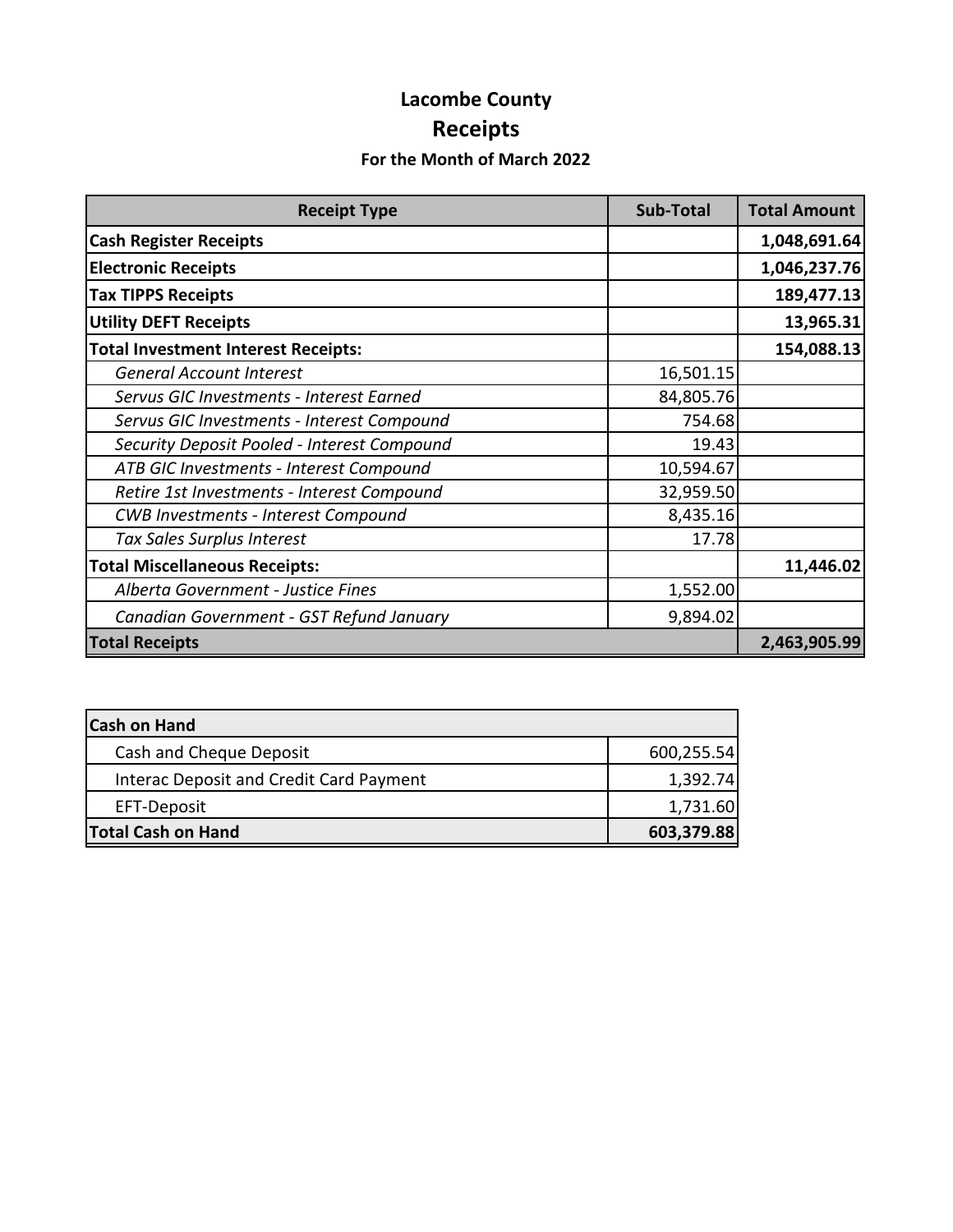# Lacombe County

## Receipts

### For the Month of March 2022

| Receipt Type | Sub-Total | Total Amount |
| --- | --- | --- |
| **Cash Register Receipts** | | **1,048,691.64** |
| **Electronic Receipts** | | **1,046,237.76** |
| **Tax TIPPS Receipts** | | **189,477.13** |
| **Utility DEFT Receipts** | | **13,965.31** |
| **Total Investment Interest Receipts:** | | **154,088.13** |
| *General Account Interest* | 16,501.15 | |
| *Servus GIC Investments - Interest Earned* | 84,805.76 | |
| *Servus GIC Investments - Interest Compound* | 754.68 | |
| *Security Deposit Pooled - Interest Compound* | 19.43 | |
| *ATB GIC Investments - Interest Compound* | 10,594.67 | |
| *Retire 1st Investments - Interest Compound* | 32,959.50 | |
| *CWB Investments - Interest Compound* | 8,435.16 | |
| *Tax Sales Surplus Interest* | 17.78 | |
| **Total Miscellaneous Receipts:** | | **11,446.02** |
| *Alberta Government - Justice Fines* | 1,552.00 | |
| *Canadian Government - GST Refund January* | 9,894.02 | |
| **Total Receipts** | | **2,463,905.99** |

| Cash on Hand | |
| --- | --- |
| Cash and Cheque Deposit | 600,255.54 |
| Interac Deposit and Credit Card Payment | 1,392.74 |
| EFT-Deposit | 1,731.60 |
| **Total Cash on Hand** | **603,379.88** |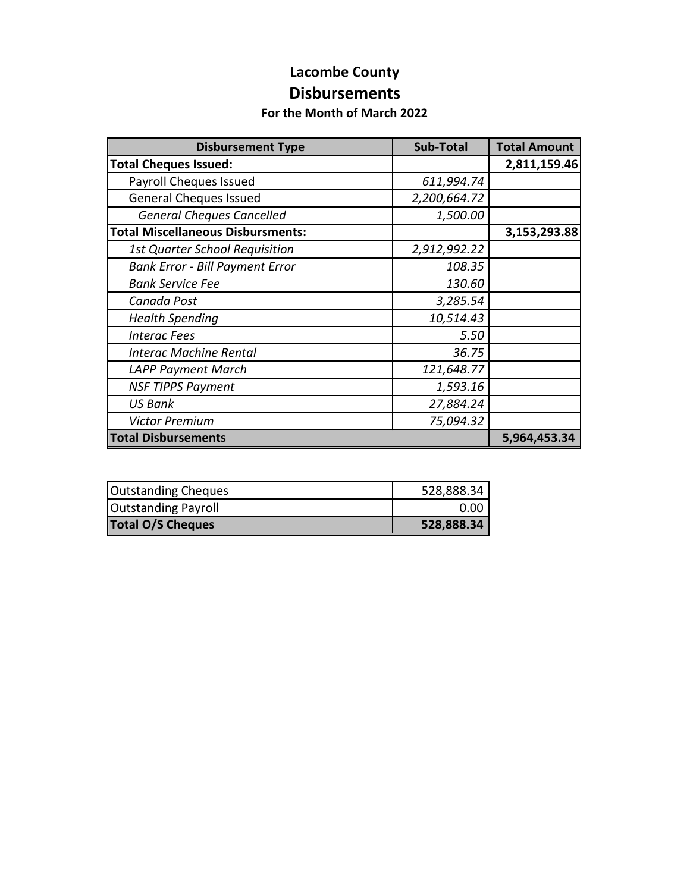# Lacombe County

## Disbursements

### For the Month of March 2022

| Disbursement Type | Sub-Total | Total Amount |
|---|---|---|
| **Total Cheques Issued:** | | **2,811,159.46** |
| Payroll Cheques Issued | *611,994.74* | |
| General Cheques Issued | *2,200,664.72* | |
| *General Cheques Cancelled* | *1,500.00* | |
| **Total Miscellaneous Disbursments:** | | **3,153,293.88** |
| *1st Quarter School Requisition* | *2,912,992.22* | |
| *Bank Error - Bill Payment Error* | *108.35* | |
| *Bank Service Fee* | *130.60* | |
| *Canada Post* | *3,285.54* | |
| *Health Spending* | *10,514.43* | |
| *Interac Fees* | *5.50* | |
| *Interac Machine Rental* | *36.75* | |
| *LAPP Payment March* | *121,648.77* | |
| *NSF TIPPS Payment* | *1,593.16* | |
| *US Bank* | *27,884.24* | |
| *Victor Premium* | *75,094.32* | |
| **Total Disbursements** | | **5,964,453.34** |

| | |
|---|---|
| Outstanding Cheques | 528,888.34 |
| Outstanding Payroll | 0.00 |
| **Total O/S Cheques** | **528,888.34** |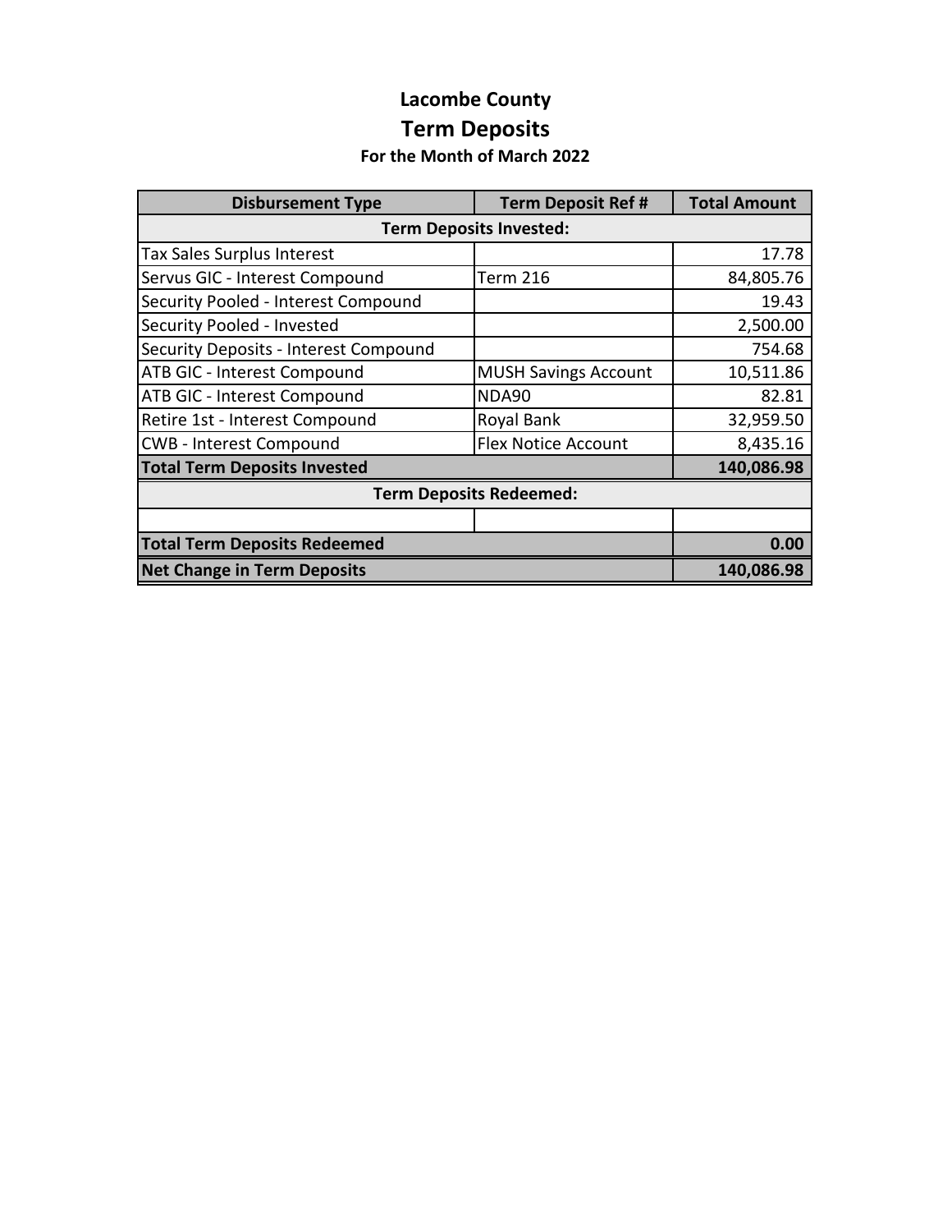# Lacombe County

## Term Deposits

### For the Month of March 2022

| Disbursement Type | Term Deposit Ref # | Total Amount |
|---|---|---|
| **Term Deposits Invested:** | | |
| Tax Sales Surplus Interest | | 17.78 |
| Servus GIC - Interest Compound | Term 216 | 84,805.76 |
| Security Pooled - Interest Compound | | 19.43 |
| Security Pooled - Invested | | 2,500.00 |
| Security Deposits - Interest Compound | | 754.68 |
| ATB GIC - Interest Compound | MUSH Savings Account | 10,511.86 |
| ATB GIC - Interest Compound | NDA90 | 82.81 |
| Retire 1st - Interest Compound | Royal Bank | 32,959.50 |
| CWB - Interest Compound | Flex Notice Account | 8,435.16 |
| **Total Term Deposits Invested** | | **140,086.98** |
| **Term Deposits Redeemed:** | | |
| | | |
| **Total Term Deposits Redeemed** | | **0.00** |
| **Net Change in Term Deposits** | | **140,086.98** |